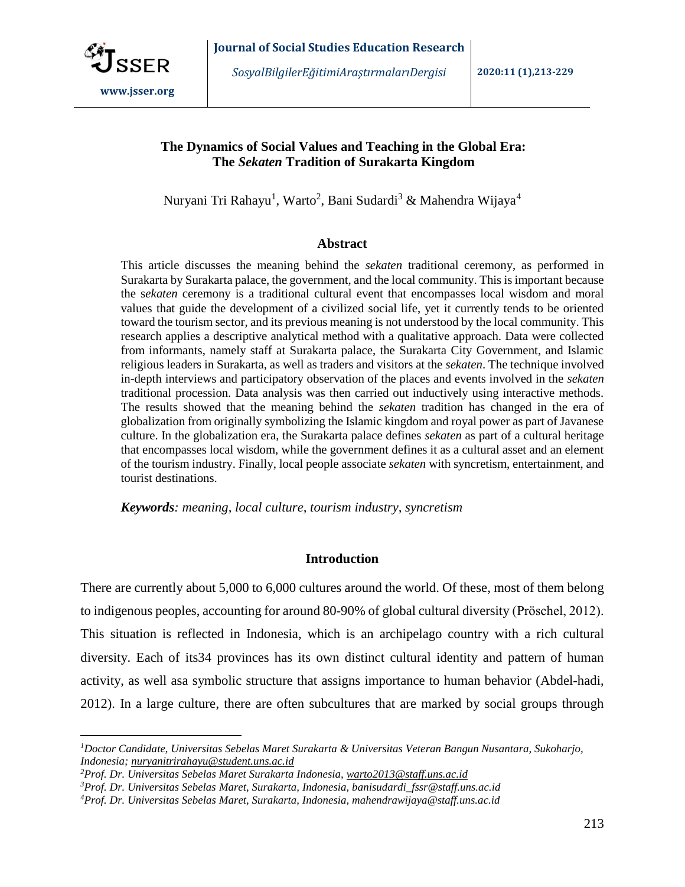# The Dynamics of Social Values and Teaching in the Global Era: The *Sekaten* Tradition of Surakarta Kingdom

Nuryani Tri Rahayu[1], Warto[2], Bani Sudardi[3] & Mahendra Wijaya[4]

## Abstract

This article discusses the meaning behind the *sekaten* traditional ceremony, as performed in Surakarta by Surakarta palace, the government, and the local community. This is important because the s*ekaten* ceremony is a traditional cultural event that encompasses local wisdom and moral values that guide the development of a civilized social life, yet it currently tends to be oriented toward the tourism sector, and its previous meaning is not understood by the local community. This research applies a descriptive analytical method with a qualitative approach. Data were collected from informants, namely staff at Surakarta palace, the Surakarta City Government, and Islamic religious leaders in Surakarta, as well as traders and visitors at the *sekaten*. The technique involved in-depth interviews and participatory observation of the places and events involved in the *sekaten* traditional procession. Data analysis was then carried out inductively using interactive methods. The results showed that the meaning behind the *sekaten* tradition has changed in the era of globalization from originally symbolizing the Islamic kingdom and royal power as part of Javanese culture. In the globalization era, the Surakarta palace defines *sekaten* as part of a cultural heritage that encompasses local wisdom, while the government defines it as a cultural asset and an element of the tourism industry. Finally, local people associate *sekaten* with syncretism, entertainment, and tourist destinations.

***Keywords****: meaning, local culture, tourism industry, syncretism*

## Introduction

There are currently about 5,000 to 6,000 cultures around the world. Of these, most of them belong to indigenous peoples, accounting for around 80-90% of global cultural diversity (Pröschel, 2012). This situation is reflected in Indonesia, which is an archipelago country with a rich cultural diversity. Each of its34 provinces has its own distinct cultural identity and pattern of human activity, as well asa symbolic structure that assigns importance to human behavior (Abdel-hadi, 2012). In a large culture, there are often subcultures that are marked by social groups through

---

[1]*Doctor Candidate, Universitas Sebelas Maret Surakarta & Universitas Veteran Bangun Nusantara, Sukoharjo, Indonesia; nuryanitrirahayu@student.uns.ac.id*

[2]*Prof. Dr. Universitas Sebelas Maret Surakarta Indonesia, warto2013@staff.uns.ac.id*

[3]*Prof. Dr. Universitas Sebelas Maret, Surakarta, Indonesia, banisudardi_fssr@staff.uns.ac.id*

[4]*Prof. Dr. Universitas Sebelas Maret, Surakarta, Indonesia, mahendrawijaya@staff.uns.ac.id*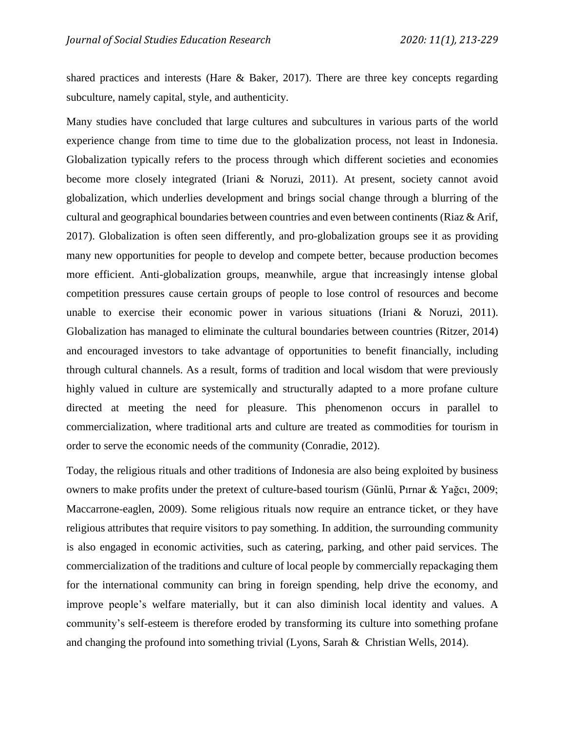shared practices and interests (Hare & Baker, 2017). There are three key concepts regarding subculture, namely capital, style, and authenticity.

Many studies have concluded that large cultures and subcultures in various parts of the world experience change from time to time due to the globalization process, not least in Indonesia. Globalization typically refers to the process through which different societies and economies become more closely integrated (Iriani & Noruzi, 2011). At present, society cannot avoid globalization, which underlies development and brings social change through a blurring of the cultural and geographical boundaries between countries and even between continents (Riaz & Arif, 2017). Globalization is often seen differently, and pro-globalization groups see it as providing many new opportunities for people to develop and compete better, because production becomes more efficient. Anti-globalization groups, meanwhile, argue that increasingly intense global competition pressures cause certain groups of people to lose control of resources and become unable to exercise their economic power in various situations (Iriani & Noruzi, 2011). Globalization has managed to eliminate the cultural boundaries between countries (Ritzer, 2014) and encouraged investors to take advantage of opportunities to benefit financially, including through cultural channels. As a result, forms of tradition and local wisdom that were previously highly valued in culture are systemically and structurally adapted to a more profane culture directed at meeting the need for pleasure. This phenomenon occurs in parallel to commercialization, where traditional arts and culture are treated as commodities for tourism in order to serve the economic needs of the community (Conradie, 2012).

Today, the religious rituals and other traditions of Indonesia are also being exploited by business owners to make profits under the pretext of culture-based tourism (Günlü, Pırnar & Yağcı, 2009; Maccarrone-eaglen, 2009). Some religious rituals now require an entrance ticket, or they have religious attributes that require visitors to pay something. In addition, the surrounding community is also engaged in economic activities, such as catering, parking, and other paid services. The commercialization of the traditions and culture of local people by commercially repackaging them for the international community can bring in foreign spending, help drive the economy, and improve people's welfare materially, but it can also diminish local identity and values. A community's self-esteem is therefore eroded by transforming its culture into something profane and changing the profound into something trivial (Lyons, Sarah & Christian Wells, 2014).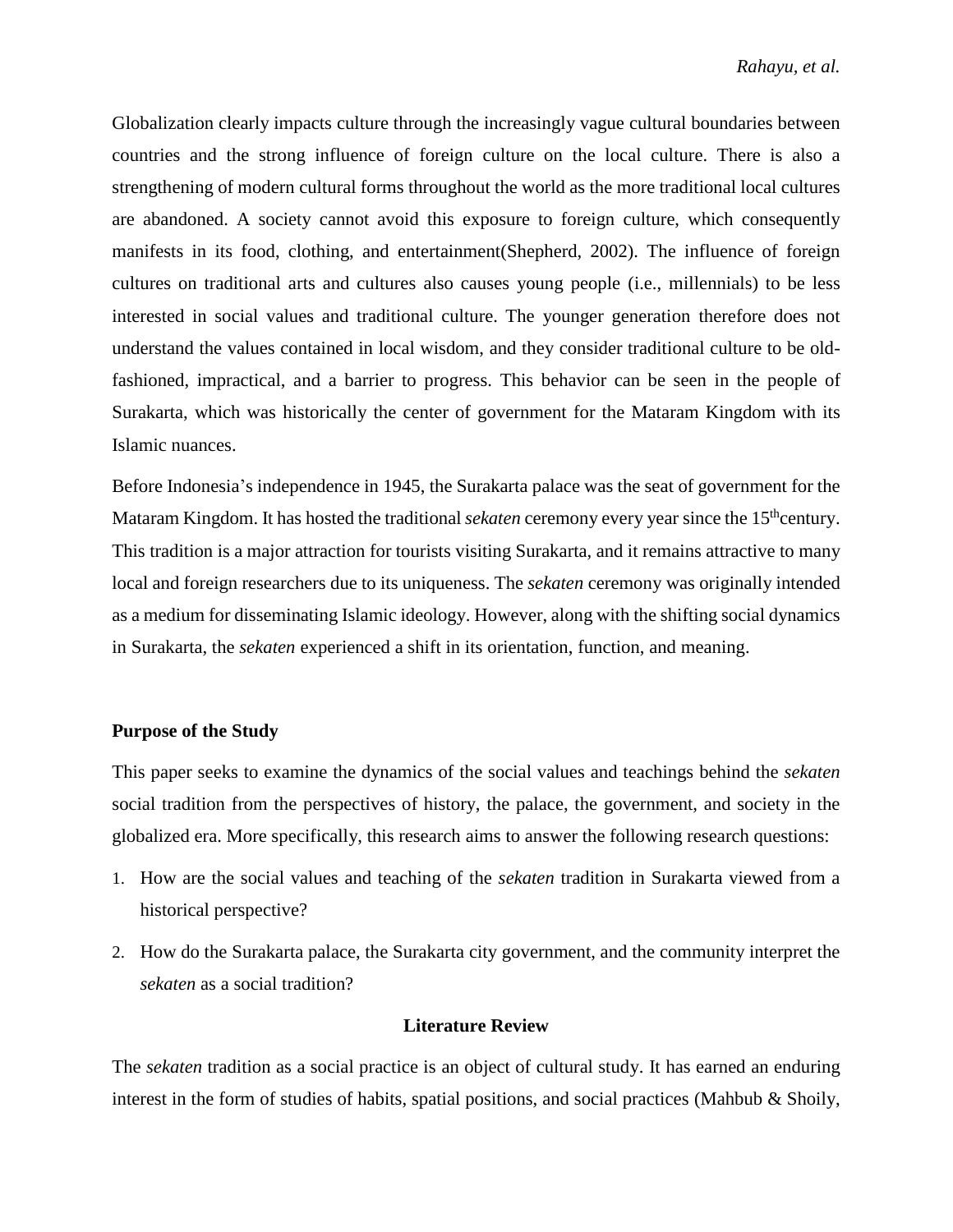Globalization clearly impacts culture through the increasingly vague cultural boundaries between countries and the strong influence of foreign culture on the local culture. There is also a strengthening of modern cultural forms throughout the world as the more traditional local cultures are abandoned. A society cannot avoid this exposure to foreign culture, which consequently manifests in its food, clothing, and entertainment(Shepherd, 2002). The influence of foreign cultures on traditional arts and cultures also causes young people (i.e., millennials) to be less interested in social values and traditional culture. The younger generation therefore does not understand the values contained in local wisdom, and they consider traditional culture to be old-fashioned, impractical, and a barrier to progress. This behavior can be seen in the people of Surakarta, which was historically the center of government for the Mataram Kingdom with its Islamic nuances.

Before Indonesia's independence in 1945, the Surakarta palace was the seat of government for the Mataram Kingdom. It has hosted the traditional *sekaten* ceremony every year since the 15thcentury. This tradition is a major attraction for tourists visiting Surakarta, and it remains attractive to many local and foreign researchers due to its uniqueness. The *sekaten* ceremony was originally intended as a medium for disseminating Islamic ideology. However, along with the shifting social dynamics in Surakarta, the *sekaten* experienced a shift in its orientation, function, and meaning.

### Purpose of the Study

This paper seeks to examine the dynamics of the social values and teachings behind the *sekaten* social tradition from the perspectives of history, the palace, the government, and society in the globalized era. More specifically, this research aims to answer the following research questions:

1. How are the social values and teaching of the *sekaten* tradition in Surakarta viewed from a historical perspective?
2. How do the Surakarta palace, the Surakarta city government, and the community interpret the *sekaten* as a social tradition?

## Literature Review

The *sekaten* tradition as a social practice is an object of cultural study. It has earned an enduring interest in the form of studies of habits, spatial positions, and social practices (Mahbub & Shoily,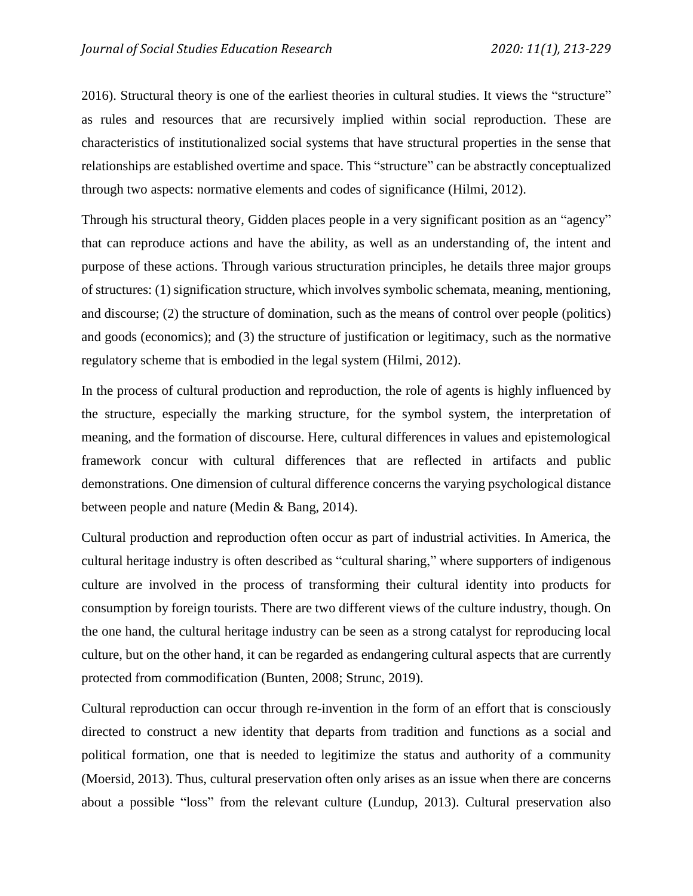2016). Structural theory is one of the earliest theories in cultural studies. It views the "structure" as rules and resources that are recursively implied within social reproduction. These are characteristics of institutionalized social systems that have structural properties in the sense that relationships are established overtime and space. This "structure" can be abstractly conceptualized through two aspects: normative elements and codes of significance (Hilmi, 2012).

Through his structural theory, Gidden places people in a very significant position as an "agency" that can reproduce actions and have the ability, as well as an understanding of, the intent and purpose of these actions. Through various structuration principles, he details three major groups of structures: (1) signification structure, which involves symbolic schemata, meaning, mentioning, and discourse; (2) the structure of domination, such as the means of control over people (politics) and goods (economics); and (3) the structure of justification or legitimacy, such as the normative regulatory scheme that is embodied in the legal system (Hilmi, 2012).

In the process of cultural production and reproduction, the role of agents is highly influenced by the structure, especially the marking structure, for the symbol system, the interpretation of meaning, and the formation of discourse. Here, cultural differences in values and epistemological framework concur with cultural differences that are reflected in artifacts and public demonstrations. One dimension of cultural difference concerns the varying psychological distance between people and nature (Medin & Bang, 2014).

Cultural production and reproduction often occur as part of industrial activities. In America, the cultural heritage industry is often described as "cultural sharing," where supporters of indigenous culture are involved in the process of transforming their cultural identity into products for consumption by foreign tourists. There are two different views of the culture industry, though. On the one hand, the cultural heritage industry can be seen as a strong catalyst for reproducing local culture, but on the other hand, it can be regarded as endangering cultural aspects that are currently protected from commodification (Bunten, 2008; Strunc, 2019).

Cultural reproduction can occur through re-invention in the form of an effort that is consciously directed to construct a new identity that departs from tradition and functions as a social and political formation, one that is needed to legitimize the status and authority of a community (Moersid, 2013). Thus, cultural preservation often only arises as an issue when there are concerns about a possible "loss" from the relevant culture (Lundup, 2013). Cultural preservation also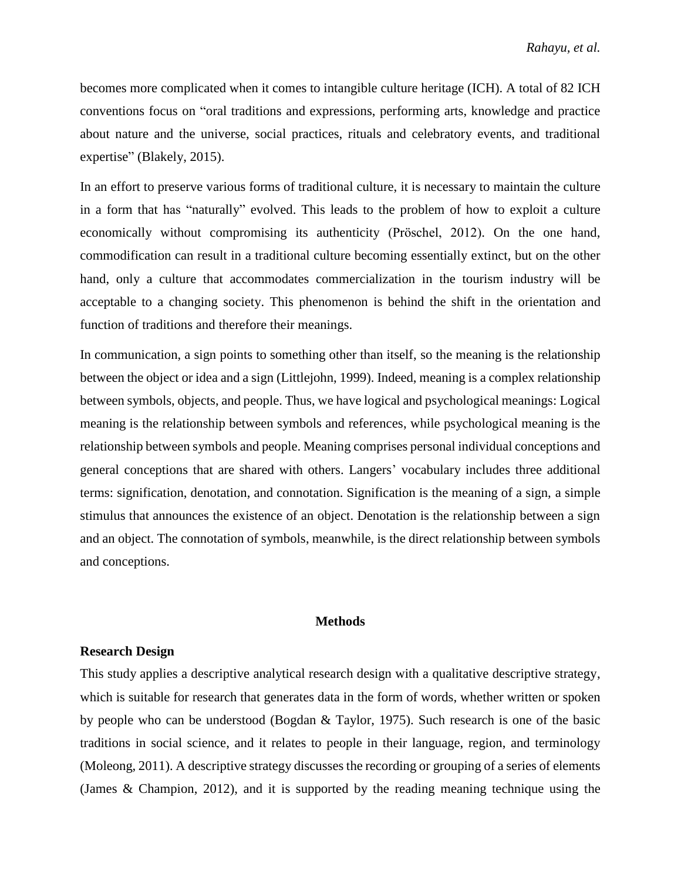becomes more complicated when it comes to intangible culture heritage (ICH). A total of 82 ICH conventions focus on "oral traditions and expressions, performing arts, knowledge and practice about nature and the universe, social practices, rituals and celebratory events, and traditional expertise" (Blakely, 2015).

In an effort to preserve various forms of traditional culture, it is necessary to maintain the culture in a form that has "naturally" evolved. This leads to the problem of how to exploit a culture economically without compromising its authenticity (Pröschel, 2012). On the one hand, commodification can result in a traditional culture becoming essentially extinct, but on the other hand, only a culture that accommodates commercialization in the tourism industry will be acceptable to a changing society. This phenomenon is behind the shift in the orientation and function of traditions and therefore their meanings.

In communication, a sign points to something other than itself, so the meaning is the relationship between the object or idea and a sign (Littlejohn, 1999). Indeed, meaning is a complex relationship between symbols, objects, and people. Thus, we have logical and psychological meanings: Logical meaning is the relationship between symbols and references, while psychological meaning is the relationship between symbols and people. Meaning comprises personal individual conceptions and general conceptions that are shared with others. Langers' vocabulary includes three additional terms: signification, denotation, and connotation. Signification is the meaning of a sign, a simple stimulus that announces the existence of an object. Denotation is the relationship between a sign and an object. The connotation of symbols, meanwhile, is the direct relationship between symbols and conceptions.

## Methods

### Research Design

This study applies a descriptive analytical research design with a qualitative descriptive strategy, which is suitable for research that generates data in the form of words, whether written or spoken by people who can be understood (Bogdan & Taylor, 1975). Such research is one of the basic traditions in social science, and it relates to people in their language, region, and terminology (Moleong, 2011). A descriptive strategy discusses the recording or grouping of a series of elements (James & Champion, 2012), and it is supported by the reading meaning technique using the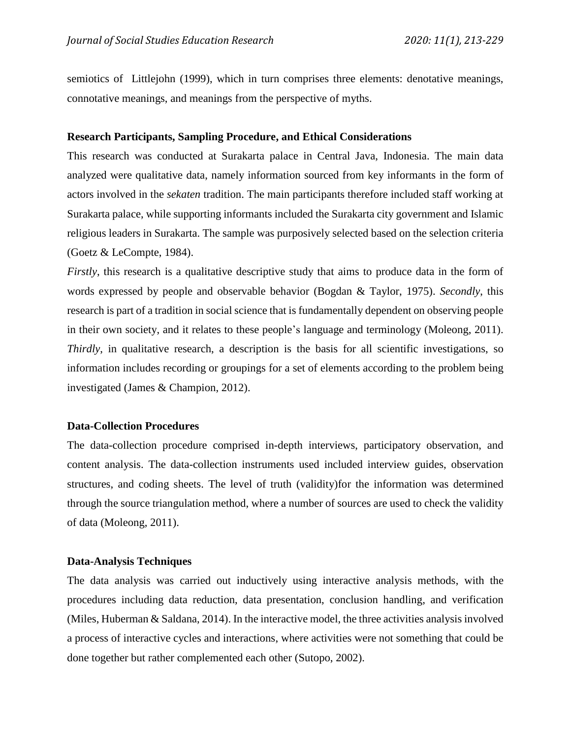semiotics of Littlejohn (1999), which in turn comprises three elements: denotative meanings, connotative meanings, and meanings from the perspective of myths.

### Research Participants, Sampling Procedure, and Ethical Considerations

This research was conducted at Surakarta palace in Central Java, Indonesia. The main data analyzed were qualitative data, namely information sourced from key informants in the form of actors involved in the *sekaten* tradition. The main participants therefore included staff working at Surakarta palace, while supporting informants included the Surakarta city government and Islamic religious leaders in Surakarta. The sample was purposively selected based on the selection criteria (Goetz & LeCompte, 1984).

*Firstly*, this research is a qualitative descriptive study that aims to produce data in the form of words expressed by people and observable behavior (Bogdan & Taylor, 1975). *Secondly*, this research is part of a tradition in social science that is fundamentally dependent on observing people in their own society, and it relates to these people's language and terminology (Moleong, 2011). *Thirdly*, in qualitative research, a description is the basis for all scientific investigations, so information includes recording or groupings for a set of elements according to the problem being investigated (James & Champion, 2012).

### Data-Collection Procedures

The data-collection procedure comprised in-depth interviews, participatory observation, and content analysis. The data-collection instruments used included interview guides, observation structures, and coding sheets. The level of truth (validity)for the information was determined through the source triangulation method, where a number of sources are used to check the validity of data (Moleong, 2011).

### Data-Analysis Techniques

The data analysis was carried out inductively using interactive analysis methods, with the procedures including data reduction, data presentation, conclusion handling, and verification (Miles, Huberman & Saldana, 2014). In the interactive model, the three activities analysis involved a process of interactive cycles and interactions, where activities were not something that could be done together but rather complemented each other (Sutopo, 2002).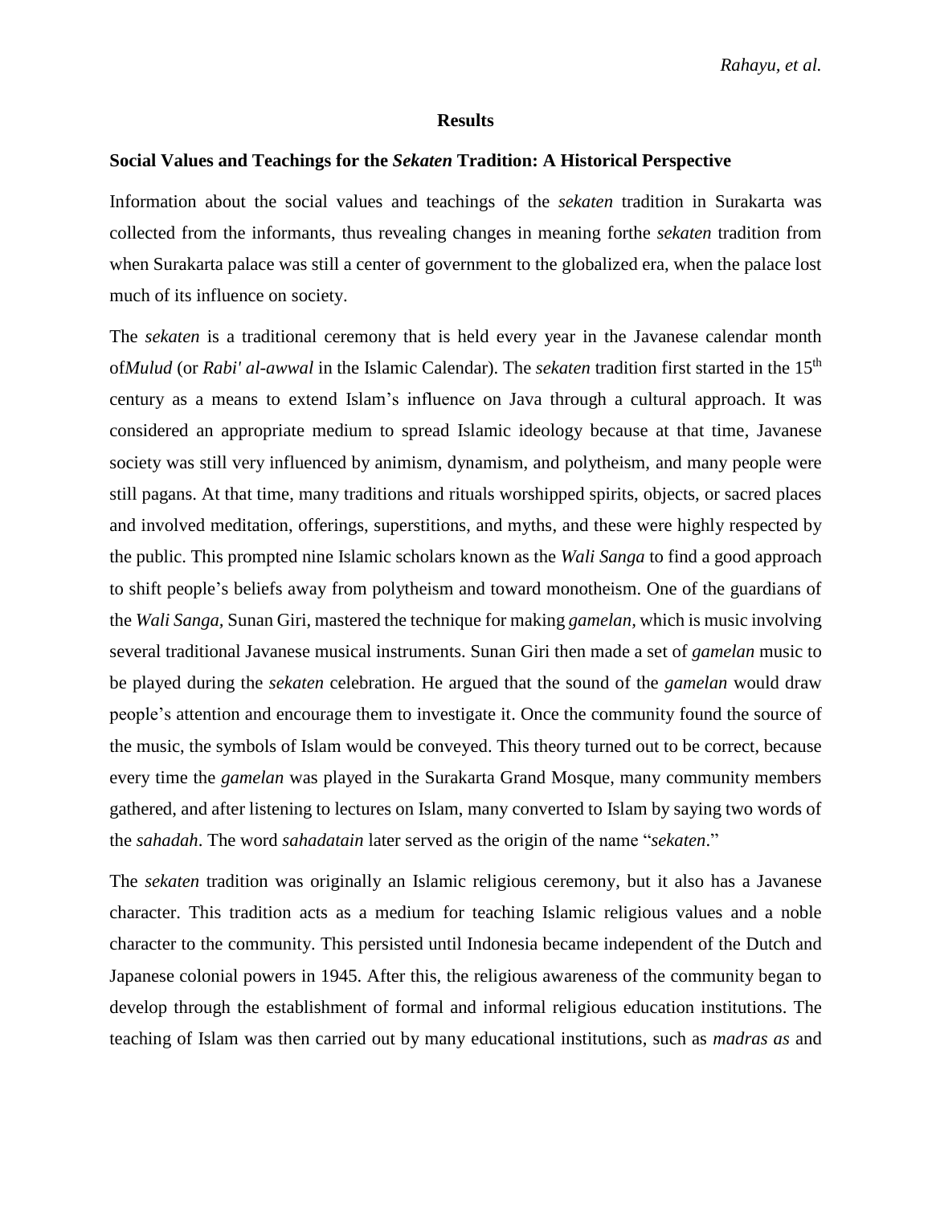## Results

### Social Values and Teachings for the *Sekaten* Tradition: A Historical Perspective

Information about the social values and teachings of the *sekaten* tradition in Surakarta was collected from the informants, thus revealing changes in meaning forthe *sekaten* tradition from when Surakarta palace was still a center of government to the globalized era, when the palace lost much of its influence on society.

The *sekaten* is a traditional ceremony that is held every year in the Javanese calendar month of*Mulud* (or *Rabi' al-awwal* in the Islamic Calendar). The *sekaten* tradition first started in the 15th century as a means to extend Islam's influence on Java through a cultural approach. It was considered an appropriate medium to spread Islamic ideology because at that time, Javanese society was still very influenced by animism, dynamism, and polytheism, and many people were still pagans. At that time, many traditions and rituals worshipped spirits, objects, or sacred places and involved meditation, offerings, superstitions, and myths, and these were highly respected by the public. This prompted nine Islamic scholars known as the *Wali Sanga* to find a good approach to shift people's beliefs away from polytheism and toward monotheism. One of the guardians of the *Wali Sanga,* Sunan Giri, mastered the technique for making *gamelan,* which is music involving several traditional Javanese musical instruments. Sunan Giri then made a set of *gamelan* music to be played during the *sekaten* celebration. He argued that the sound of the *gamelan* would draw people's attention and encourage them to investigate it. Once the community found the source of the music, the symbols of Islam would be conveyed. This theory turned out to be correct, because every time the *gamelan* was played in the Surakarta Grand Mosque, many community members gathered, and after listening to lectures on Islam, many converted to Islam by saying two words of the *sahadah*. The word *sahadatain* later served as the origin of the name "*sekaten*."

The *sekaten* tradition was originally an Islamic religious ceremony, but it also has a Javanese character. This tradition acts as a medium for teaching Islamic religious values and a noble character to the community. This persisted until Indonesia became independent of the Dutch and Japanese colonial powers in 1945. After this, the religious awareness of the community began to develop through the establishment of formal and informal religious education institutions. The teaching of Islam was then carried out by many educational institutions, such as *madras as* and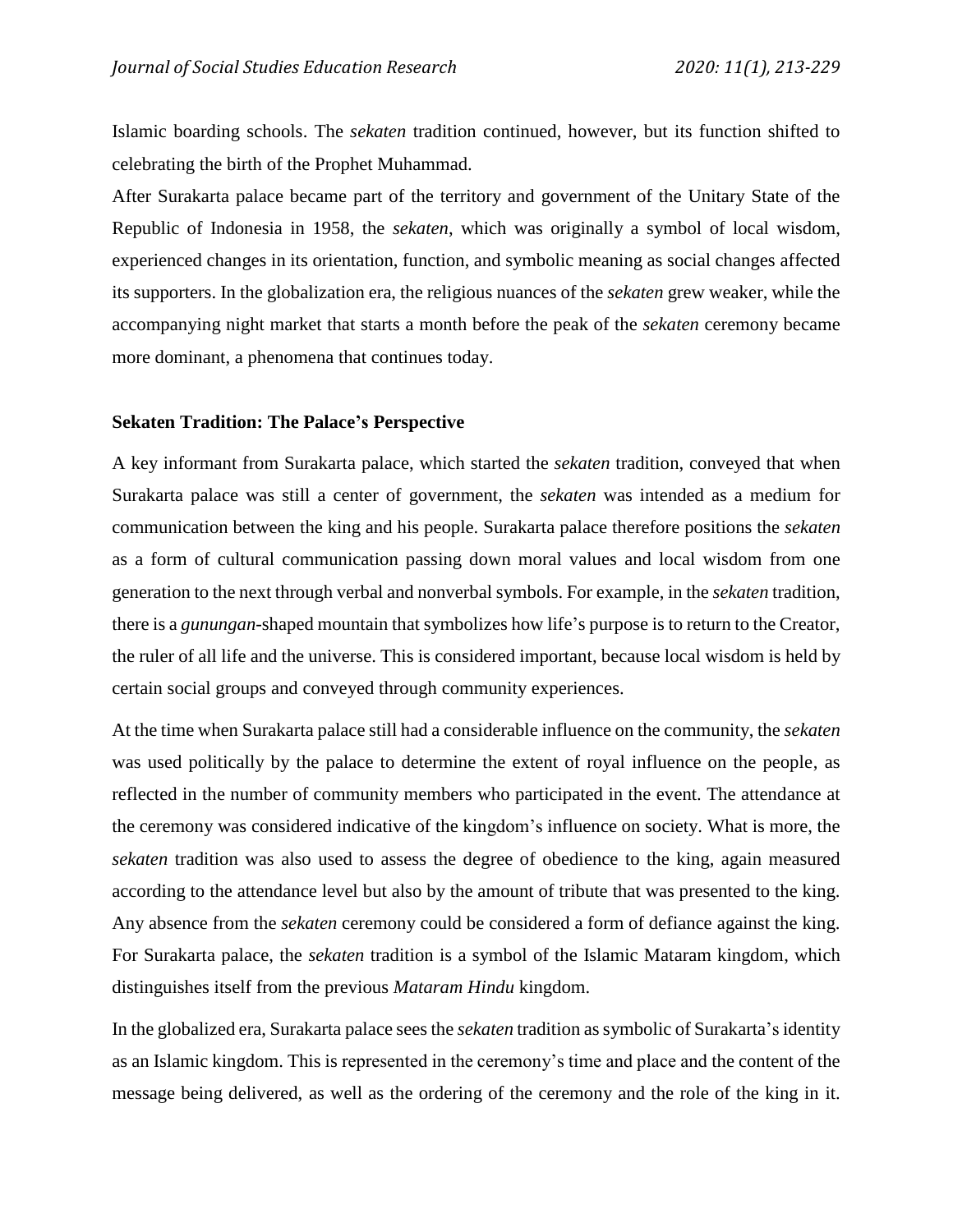Islamic boarding schools. The *sekaten* tradition continued, however, but its function shifted to celebrating the birth of the Prophet Muhammad.

After Surakarta palace became part of the territory and government of the Unitary State of the Republic of Indonesia in 1958, the *sekaten*, which was originally a symbol of local wisdom, experienced changes in its orientation, function, and symbolic meaning as social changes affected its supporters. In the globalization era, the religious nuances of the *sekaten* grew weaker, while the accompanying night market that starts a month before the peak of the *sekaten* ceremony became more dominant, a phenomena that continues today.

**Sekaten Tradition: The Palace's Perspective**

A key informant from Surakarta palace, which started the *sekaten* tradition, conveyed that when Surakarta palace was still a center of government, the *sekaten* was intended as a medium for communication between the king and his people. Surakarta palace therefore positions the *sekaten* as a form of cultural communication passing down moral values and local wisdom from one generation to the next through verbal and nonverbal symbols. For example, in the *sekaten* tradition, there is a *gunungan*-shaped mountain that symbolizes how life's purpose is to return to the Creator, the ruler of all life and the universe. This is considered important, because local wisdom is held by certain social groups and conveyed through community experiences.

At the time when Surakarta palace still had a considerable influence on the community, the *sekaten* was used politically by the palace to determine the extent of royal influence on the people, as reflected in the number of community members who participated in the event. The attendance at the ceremony was considered indicative of the kingdom's influence on society. What is more, the *sekaten* tradition was also used to assess the degree of obedience to the king, again measured according to the attendance level but also by the amount of tribute that was presented to the king. Any absence from the *sekaten* ceremony could be considered a form of defiance against the king. For Surakarta palace, the *sekaten* tradition is a symbol of the Islamic Mataram kingdom, which distinguishes itself from the previous *Mataram Hindu* kingdom.

In the globalized era, Surakarta palace sees the *sekaten* tradition as symbolic of Surakarta's identity as an Islamic kingdom. This is represented in the ceremony's time and place and the content of the message being delivered, as well as the ordering of the ceremony and the role of the king in it.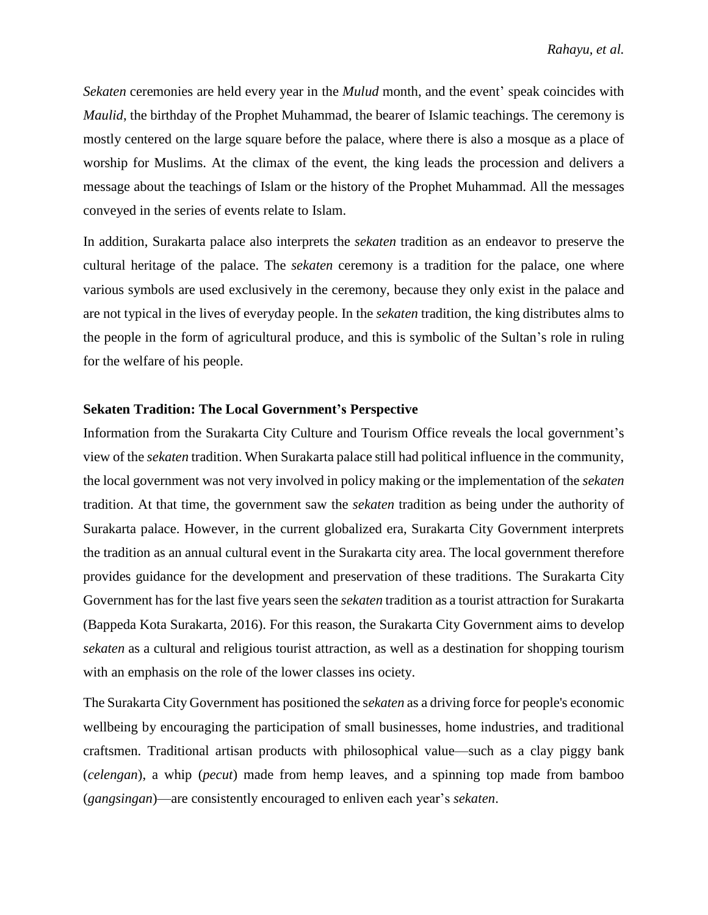*Sekaten* ceremonies are held every year in the *Mulud* month, and the event' speak coincides with *Maulid*, the birthday of the Prophet Muhammad, the bearer of Islamic teachings. The ceremony is mostly centered on the large square before the palace, where there is also a mosque as a place of worship for Muslims. At the climax of the event, the king leads the procession and delivers a message about the teachings of Islam or the history of the Prophet Muhammad. All the messages conveyed in the series of events relate to Islam.

In addition, Surakarta palace also interprets the *sekaten* tradition as an endeavor to preserve the cultural heritage of the palace. The *sekaten* ceremony is a tradition for the palace, one where various symbols are used exclusively in the ceremony, because they only exist in the palace and are not typical in the lives of everyday people. In the *sekaten* tradition, the king distributes alms to the people in the form of agricultural produce, and this is symbolic of the Sultan's role in ruling for the welfare of his people.

### Sekaten Tradition: The Local Government's Perspective

Information from the Surakarta City Culture and Tourism Office reveals the local government's view of the *sekaten* tradition. When Surakarta palace still had political influence in the community, the local government was not very involved in policy making or the implementation of the *sekaten* tradition. At that time, the government saw the *sekaten* tradition as being under the authority of Surakarta palace. However, in the current globalized era, Surakarta City Government interprets the tradition as an annual cultural event in the Surakarta city area. The local government therefore provides guidance for the development and preservation of these traditions. The Surakarta City Government has for the last five years seen the *sekaten* tradition as a tourist attraction for Surakarta (Bappeda Kota Surakarta, 2016). For this reason, the Surakarta City Government aims to develop *sekaten* as a cultural and religious tourist attraction, as well as a destination for shopping tourism with an emphasis on the role of the lower classes ins ociety.

The Surakarta City Government has positioned the s*ekaten* as a driving force for people's economic wellbeing by encouraging the participation of small businesses, home industries, and traditional craftsmen. Traditional artisan products with philosophical value—such as a clay piggy bank (*celengan*), a whip (*pecut*) made from hemp leaves, and a spinning top made from bamboo (*gangsingan*)—are consistently encouraged to enliven each year's *sekaten*.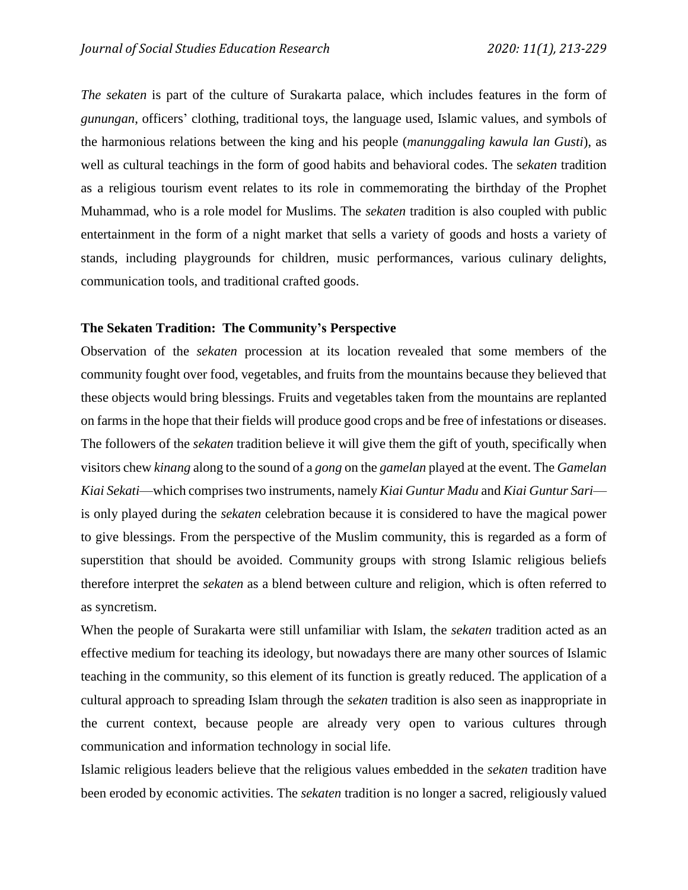*The sekaten* is part of the culture of Surakarta palace, which includes features in the form of *gunungan*, officers' clothing, traditional toys, the language used, Islamic values, and symbols of the harmonious relations between the king and his people (*manunggaling kawula lan Gusti*), as well as cultural teachings in the form of good habits and behavioral codes. The s*ekaten* tradition as a religious tourism event relates to its role in commemorating the birthday of the Prophet Muhammad, who is a role model for Muslims. The *sekaten* tradition is also coupled with public entertainment in the form of a night market that sells a variety of goods and hosts a variety of stands, including playgrounds for children, music performances, various culinary delights, communication tools, and traditional crafted goods.

**The Sekaten Tradition: The Community's Perspective**

Observation of the *sekaten* procession at its location revealed that some members of the community fought over food, vegetables, and fruits from the mountains because they believed that these objects would bring blessings. Fruits and vegetables taken from the mountains are replanted on farms in the hope that their fields will produce good crops and be free of infestations or diseases. The followers of the *sekaten* tradition believe it will give them the gift of youth, specifically when visitors chew *kinang* along to the sound of a *gong* on the *gamelan* played at the event. The *Gamelan Kiai Sekati*—which comprises two instruments, namely *Kiai Guntur Madu* and *Kiai Guntur Sari*—is only played during the *sekaten* celebration because it is considered to have the magical power to give blessings. From the perspective of the Muslim community, this is regarded as a form of superstition that should be avoided. Community groups with strong Islamic religious beliefs therefore interpret the *sekaten* as a blend between culture and religion, which is often referred to as syncretism.

When the people of Surakarta were still unfamiliar with Islam, the *sekaten* tradition acted as an effective medium for teaching its ideology, but nowadays there are many other sources of Islamic teaching in the community, so this element of its function is greatly reduced. The application of a cultural approach to spreading Islam through the *sekaten* tradition is also seen as inappropriate in the current context, because people are already very open to various cultures through communication and information technology in social life.

Islamic religious leaders believe that the religious values embedded in the *sekaten* tradition have been eroded by economic activities. The *sekaten* tradition is no longer a sacred, religiously valued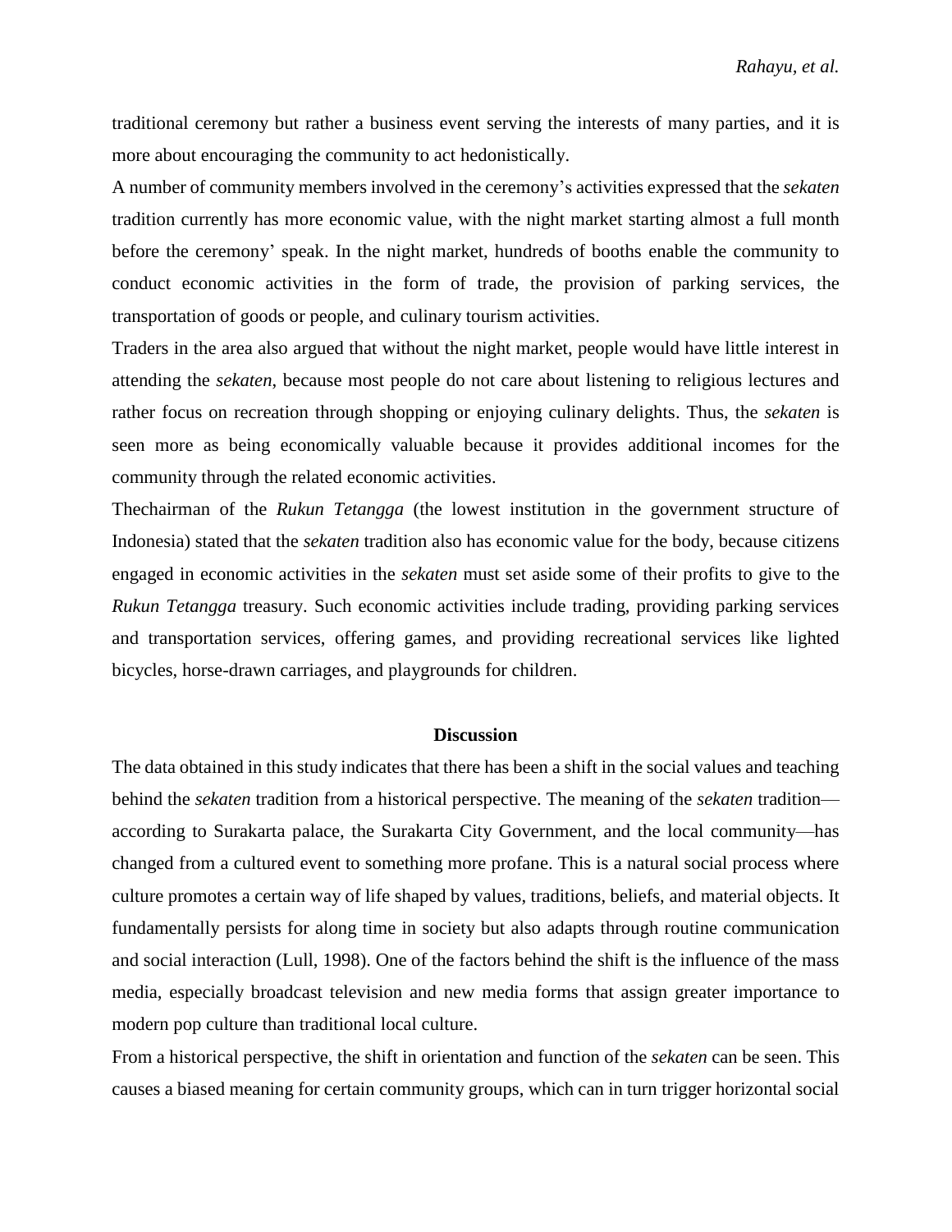traditional ceremony but rather a business event serving the interests of many parties, and it is more about encouraging the community to act hedonistically.

A number of community members involved in the ceremony's activities expressed that the *sekaten* tradition currently has more economic value, with the night market starting almost a full month before the ceremony' speak. In the night market, hundreds of booths enable the community to conduct economic activities in the form of trade, the provision of parking services, the transportation of goods or people, and culinary tourism activities.

Traders in the area also argued that without the night market, people would have little interest in attending the *sekaten*, because most people do not care about listening to religious lectures and rather focus on recreation through shopping or enjoying culinary delights. Thus, the *sekaten* is seen more as being economically valuable because it provides additional incomes for the community through the related economic activities.

Thechairman of the *Rukun Tetangga* (the lowest institution in the government structure of Indonesia) stated that the *sekaten* tradition also has economic value for the body, because citizens engaged in economic activities in the *sekaten* must set aside some of their profits to give to the *Rukun Tetangga* treasury. Such economic activities include trading, providing parking services and transportation services, offering games, and providing recreational services like lighted bicycles, horse-drawn carriages, and playgrounds for children.

## Discussion

The data obtained in this study indicates that there has been a shift in the social values and teaching behind the *sekaten* tradition from a historical perspective. The meaning of the *sekaten* tradition—according to Surakarta palace, the Surakarta City Government, and the local community—has changed from a cultured event to something more profane. This is a natural social process where culture promotes a certain way of life shaped by values, traditions, beliefs, and material objects. It fundamentally persists for along time in society but also adapts through routine communication and social interaction (Lull, 1998). One of the factors behind the shift is the influence of the mass media, especially broadcast television and new media forms that assign greater importance to modern pop culture than traditional local culture.

From a historical perspective, the shift in orientation and function of the *sekaten* can be seen. This causes a biased meaning for certain community groups, which can in turn trigger horizontal social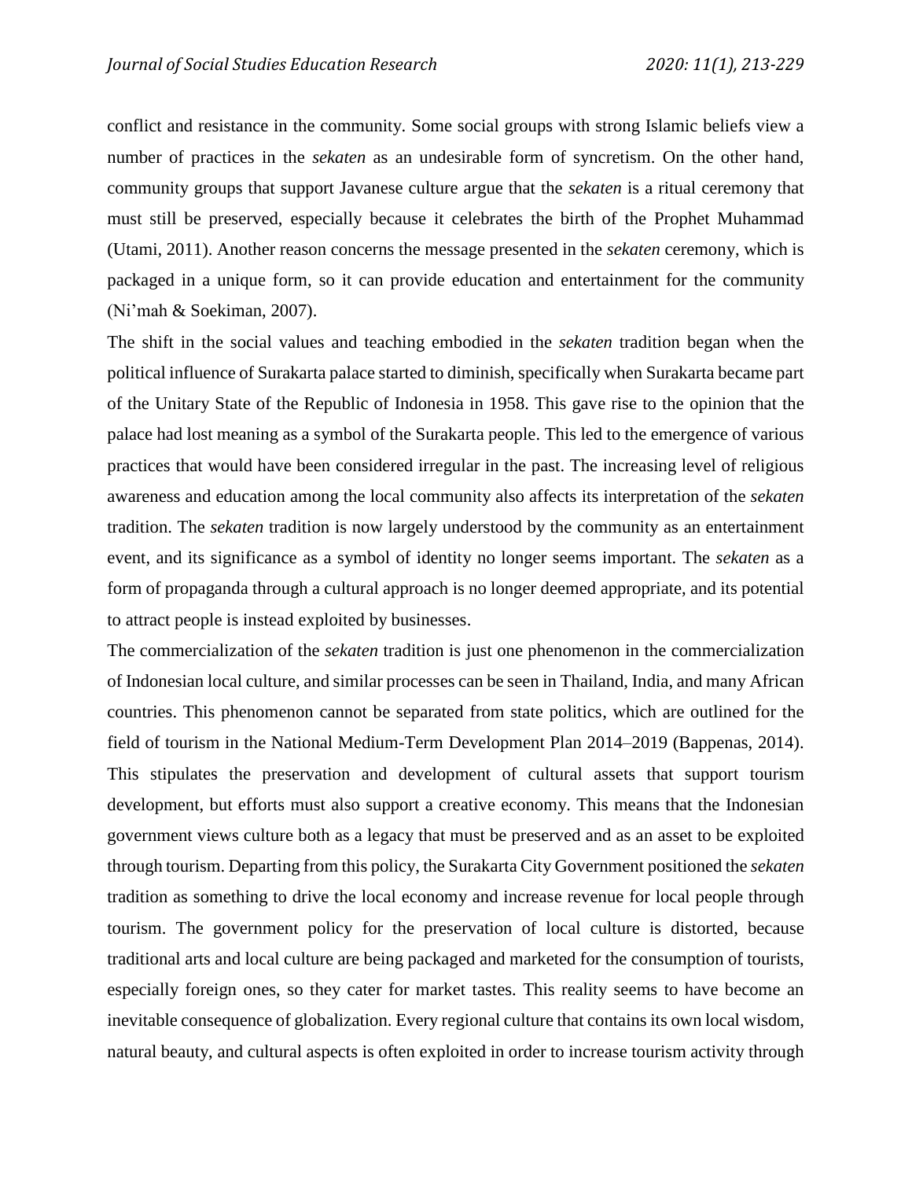conflict and resistance in the community. Some social groups with strong Islamic beliefs view a number of practices in the *sekaten* as an undesirable form of syncretism. On the other hand, community groups that support Javanese culture argue that the *sekaten* is a ritual ceremony that must still be preserved, especially because it celebrates the birth of the Prophet Muhammad (Utami, 2011). Another reason concerns the message presented in the *sekaten* ceremony, which is packaged in a unique form, so it can provide education and entertainment for the community (Ni'mah & Soekiman, 2007).

The shift in the social values and teaching embodied in the *sekaten* tradition began when the political influence of Surakarta palace started to diminish, specifically when Surakarta became part of the Unitary State of the Republic of Indonesia in 1958. This gave rise to the opinion that the palace had lost meaning as a symbol of the Surakarta people. This led to the emergence of various practices that would have been considered irregular in the past. The increasing level of religious awareness and education among the local community also affects its interpretation of the *sekaten* tradition. The *sekaten* tradition is now largely understood by the community as an entertainment event, and its significance as a symbol of identity no longer seems important. The *sekaten* as a form of propaganda through a cultural approach is no longer deemed appropriate, and its potential to attract people is instead exploited by businesses.

The commercialization of the *sekaten* tradition is just one phenomenon in the commercialization of Indonesian local culture, and similar processes can be seen in Thailand, India, and many African countries. This phenomenon cannot be separated from state politics, which are outlined for the field of tourism in the National Medium-Term Development Plan 2014–2019 (Bappenas, 2014). This stipulates the preservation and development of cultural assets that support tourism development, but efforts must also support a creative economy. This means that the Indonesian government views culture both as a legacy that must be preserved and as an asset to be exploited through tourism. Departing from this policy, the Surakarta City Government positioned the *sekaten* tradition as something to drive the local economy and increase revenue for local people through tourism. The government policy for the preservation of local culture is distorted, because traditional arts and local culture are being packaged and marketed for the consumption of tourists, especially foreign ones, so they cater for market tastes. This reality seems to have become an inevitable consequence of globalization. Every regional culture that contains its own local wisdom, natural beauty, and cultural aspects is often exploited in order to increase tourism activity through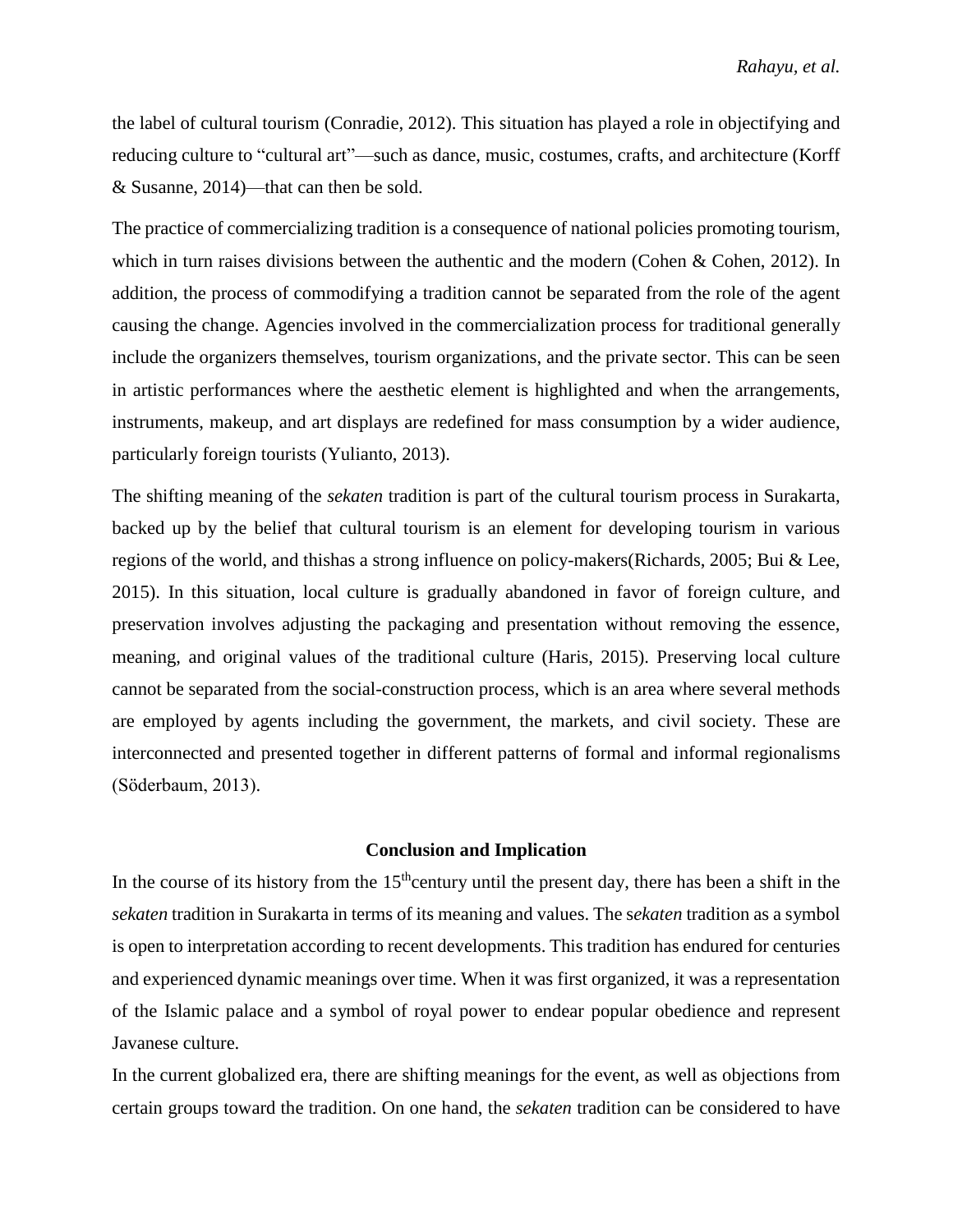the label of cultural tourism (Conradie, 2012). This situation has played a role in objectifying and reducing culture to "cultural art"—such as dance, music, costumes, crafts, and architecture (Korff & Susanne, 2014)—that can then be sold.

The practice of commercializing tradition is a consequence of national policies promoting tourism, which in turn raises divisions between the authentic and the modern (Cohen & Cohen, 2012). In addition, the process of commodifying a tradition cannot be separated from the role of the agent causing the change. Agencies involved in the commercialization process for traditional generally include the organizers themselves, tourism organizations, and the private sector. This can be seen in artistic performances where the aesthetic element is highlighted and when the arrangements, instruments, makeup, and art displays are redefined for mass consumption by a wider audience, particularly foreign tourists (Yulianto, 2013).

The shifting meaning of the *sekaten* tradition is part of the cultural tourism process in Surakarta, backed up by the belief that cultural tourism is an element for developing tourism in various regions of the world, and thishas a strong influence on policy-makers(Richards, 2005; Bui & Lee, 2015). In this situation, local culture is gradually abandoned in favor of foreign culture, and preservation involves adjusting the packaging and presentation without removing the essence, meaning, and original values of the traditional culture (Haris, 2015). Preserving local culture cannot be separated from the social-construction process, which is an area where several methods are employed by agents including the government, the markets, and civil society. These are interconnected and presented together in different patterns of formal and informal regionalisms (Söderbaum, 2013).

## Conclusion and Implication

In the course of its history from the 15thcentury until the present day, there has been a shift in the *sekaten* tradition in Surakarta in terms of its meaning and values. The s*ekaten* tradition as a symbol is open to interpretation according to recent developments. This tradition has endured for centuries and experienced dynamic meanings over time. When it was first organized, it was a representation of the Islamic palace and a symbol of royal power to endear popular obedience and represent Javanese culture.

In the current globalized era, there are shifting meanings for the event, as well as objections from certain groups toward the tradition. On one hand, the *sekaten* tradition can be considered to have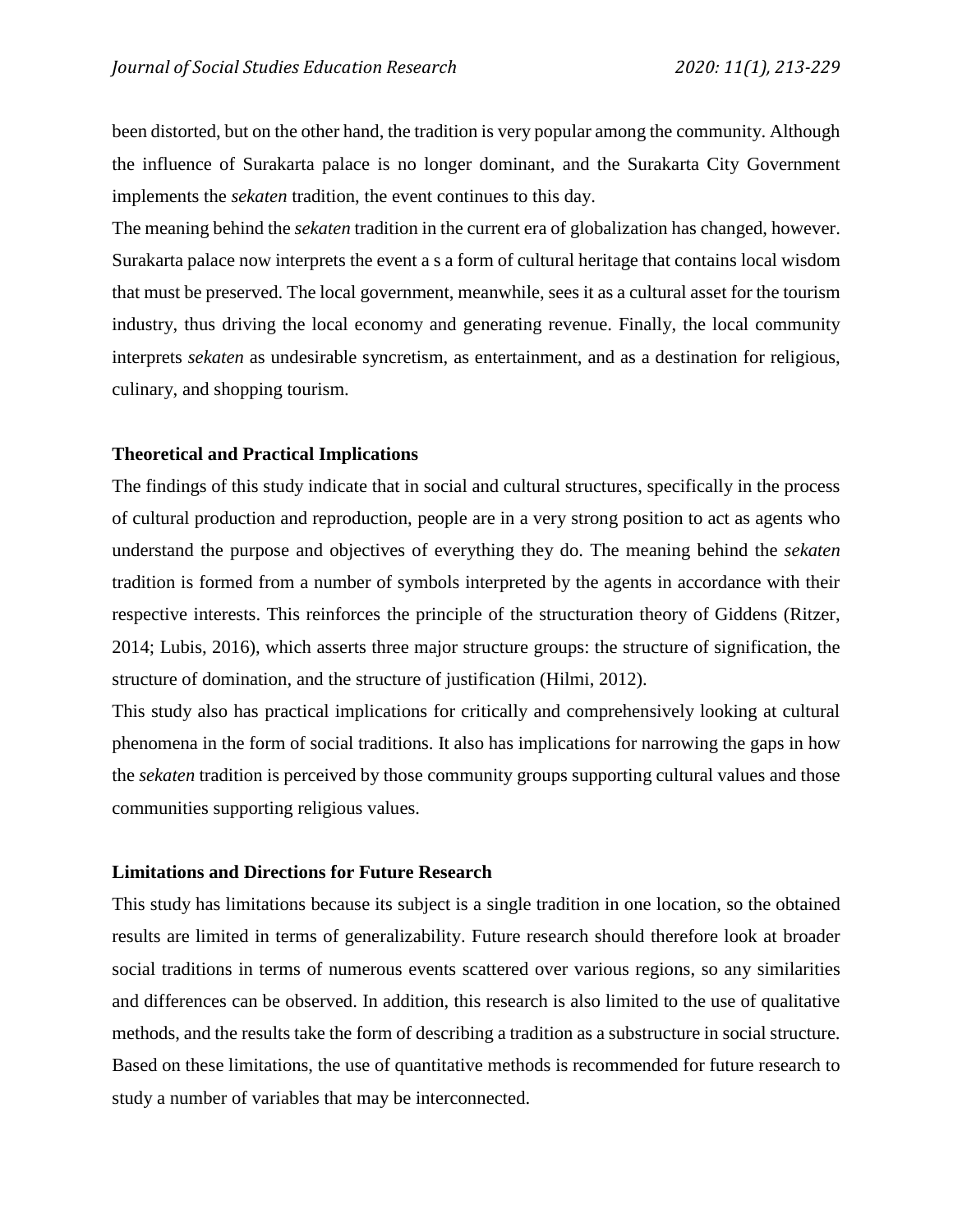been distorted, but on the other hand, the tradition is very popular among the community. Although the influence of Surakarta palace is no longer dominant, and the Surakarta City Government implements the *sekaten* tradition, the event continues to this day.

The meaning behind the *sekaten* tradition in the current era of globalization has changed, however. Surakarta palace now interprets the event a s a form of cultural heritage that contains local wisdom that must be preserved. The local government, meanwhile, sees it as a cultural asset for the tourism industry, thus driving the local economy and generating revenue. Finally, the local community interprets *sekaten* as undesirable syncretism, as entertainment, and as a destination for religious, culinary, and shopping tourism.

## Theoretical and Practical Implications

The findings of this study indicate that in social and cultural structures, specifically in the process of cultural production and reproduction, people are in a very strong position to act as agents who understand the purpose and objectives of everything they do. The meaning behind the *sekaten* tradition is formed from a number of symbols interpreted by the agents in accordance with their respective interests. This reinforces the principle of the structuration theory of Giddens (Ritzer, 2014; Lubis, 2016), which asserts three major structure groups: the structure of signification, the structure of domination, and the structure of justification (Hilmi, 2012).

This study also has practical implications for critically and comprehensively looking at cultural phenomena in the form of social traditions. It also has implications for narrowing the gaps in how the *sekaten* tradition is perceived by those community groups supporting cultural values and those communities supporting religious values.

## Limitations and Directions for Future Research

This study has limitations because its subject is a single tradition in one location, so the obtained results are limited in terms of generalizability. Future research should therefore look at broader social traditions in terms of numerous events scattered over various regions, so any similarities and differences can be observed. In addition, this research is also limited to the use of qualitative methods, and the results take the form of describing a tradition as a substructure in social structure. Based on these limitations, the use of quantitative methods is recommended for future research to study a number of variables that may be interconnected.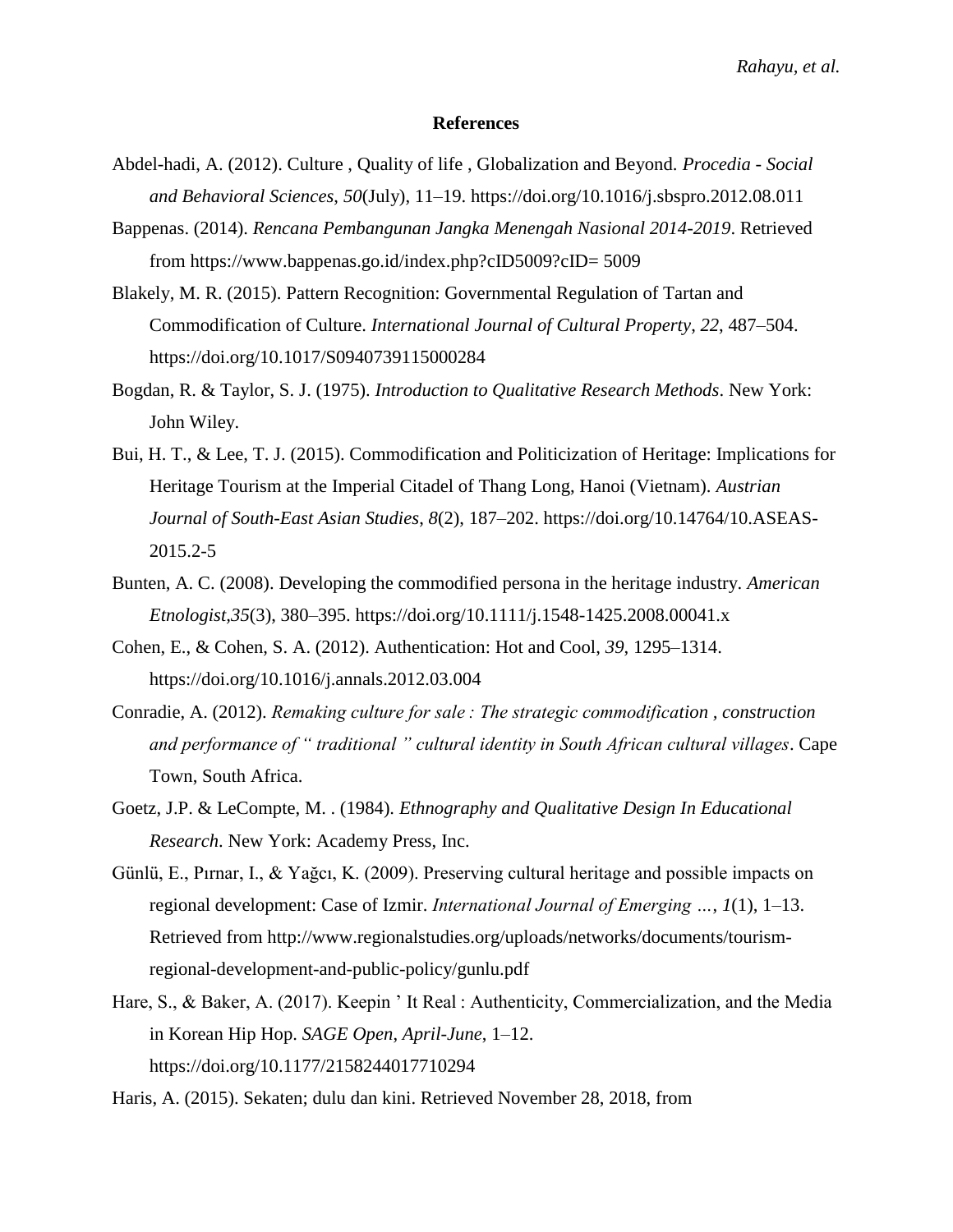## References

Abdel-hadi, A. (2012). Culture , Quality of life , Globalization and Beyond. *Procedia - Social and Behavioral Sciences*, *50*(July), 11–19. https://doi.org/10.1016/j.sbspro.2012.08.011

Bappenas. (2014). *Rencana Pembangunan Jangka Menengah Nasional 2014-2019*. Retrieved from https://www.bappenas.go.id/index.php?cID5009?cID= 5009

Blakely, M. R. (2015). Pattern Recognition: Governmental Regulation of Tartan and Commodification of Culture. *International Journal of Cultural Property*, *22*, 487–504. https://doi.org/10.1017/S0940739115000284

Bogdan, R. & Taylor, S. J. (1975). *Introduction to Qualitative Research Methods*. New York: John Wiley.

Bui, H. T., & Lee, T. J. (2015). Commodification and Politicization of Heritage: Implications for Heritage Tourism at the Imperial Citadel of Thang Long, Hanoi (Vietnam). *Austrian Journal of South-East Asian Studies*, *8*(2), 187–202. https://doi.org/10.14764/10.ASEAS-2015.2-5

Bunten, A. C. (2008). Developing the commodified persona in the heritage industry. *American Etnologist*,*35*(3), 380–395. https://doi.org/10.1111/j.1548-1425.2008.00041.x

Cohen, E., & Cohen, S. A. (2012). Authentication: Hot and Cool, *39*, 1295–1314. https://doi.org/10.1016/j.annals.2012.03.004

Conradie, A. (2012). *Remaking culture for sale : The strategic commodification , construction and performance of " traditional " cultural identity in South African cultural villages*. Cape Town, South Africa.

Goetz, J.P. & LeCompte, M. . (1984). *Ethnography and Qualitative Design In Educational Research*. New York: Academy Press, Inc.

Günlü, E., Pırnar, I., & Yağcı, K. (2009). Preserving cultural heritage and possible impacts on regional development: Case of Izmir. *International Journal of Emerging …*, *1*(1), 1–13. Retrieved from http://www.regionalstudies.org/uploads/networks/documents/tourism-regional-development-and-public-policy/gunlu.pdf

Hare, S., & Baker, A. (2017). Keepin ' It Real : Authenticity, Commercialization, and the Media in Korean Hip Hop. *SAGE Open*, *April-June*, 1–12. https://doi.org/10.1177/2158244017710294

Haris, A. (2015). Sekaten; dulu dan kini. Retrieved November 28, 2018, from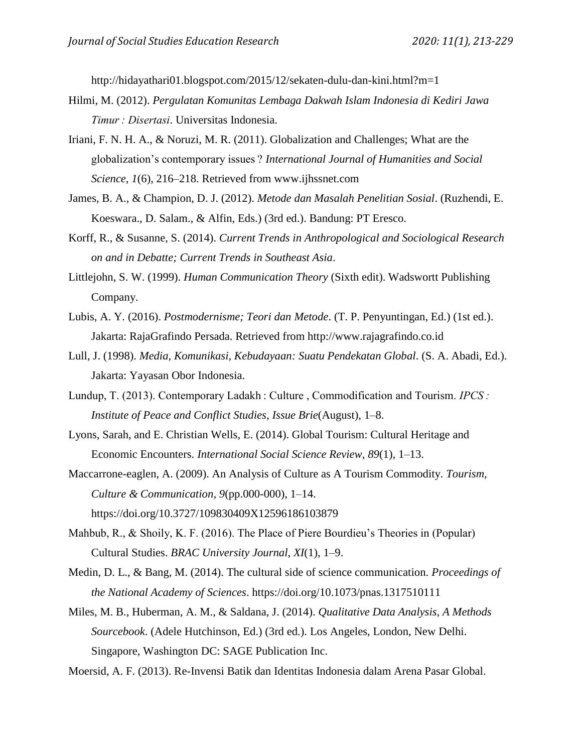http://hidayathari01.blogspot.com/2015/12/sekaten-dulu-dan-kini.html?m=1

Hilmi, M. (2012). *Pergulatan Komunitas Lembaga Dakwah Islam Indonesia di Kediri Jawa Timur : Disertasi*. Universitas Indonesia.

Iriani, F. N. H. A., & Noruzi, M. R. (2011). Globalization and Challenges; What are the globalization's contemporary issues ? *International Journal of Humanities and Social Science*, *1*(6), 216–218. Retrieved from www.ijhssnet.com

James, B. A., & Champion, D. J. (2012). *Metode dan Masalah Penelitian Sosial*. (Ruzhendi, E. Koeswara., D. Salam., & Alfin, Eds.) (3rd ed.). Bandung: PT Eresco.

Korff, R., & Susanne, S. (2014). *Current Trends in Anthropological and Sociological Research on and in Debatte; Current Trends in Southeast Asia*.

Littlejohn, S. W. (1999). *Human Communication Theory* (Sixth edit). Wadswortt Publishing Company.

Lubis, A. Y. (2016). *Postmodernisme; Teori dan Metode*. (T. P. Penyuntingan, Ed.) (1st ed.). Jakarta: RajaGrafindo Persada. Retrieved from http://www.rajagrafindo.co.id

Lull, J. (1998). *Media, Komunikasi, Kebudayaan: Suatu Pendekatan Global*. (S. A. Abadi, Ed.). Jakarta: Yayasan Obor Indonesia.

Lundup, T. (2013). Contemporary Ladakh : Culture , Commodification and Tourism. *IPCS : Institute of Peace and Conflict Studies*, *Issue Brie*(August), 1–8.

Lyons, Sarah, and E. Christian Wells, E. (2014). Global Tourism: Cultural Heritage and Economic Encounters. *International Social Science Review*, *89*(1), 1–13.

Maccarrone-eaglen, A. (2009). An Analysis of Culture as A Tourism Commodity. *Tourism, Culture & Communication*, *9*(pp.000-000), 1–14. https://doi.org/10.3727/109830409X12596186103879

Mahbub, R., & Shoily, K. F. (2016). The Place of Piere Bourdieu's Theories in (Popular) Cultural Studies. *BRAC University Journal*, *XI*(1), 1–9.

Medin, D. L., & Bang, M. (2014). The cultural side of science communication. *Proceedings of the National Academy of Sciences*. https://doi.org/10.1073/pnas.1317510111

Miles, M. B., Huberman, A. M., & Saldana, J. (2014). *Qualitative Data Analysis, A Methods Sourcebook*. (Adele Hutchinson, Ed.) (3rd ed.). Los Angeles, London, New Delhi. Singapore, Washington DC: SAGE Publication Inc.

Moersid, A. F. (2013). Re-Invensi Batik dan Identitas Indonesia dalam Arena Pasar Global.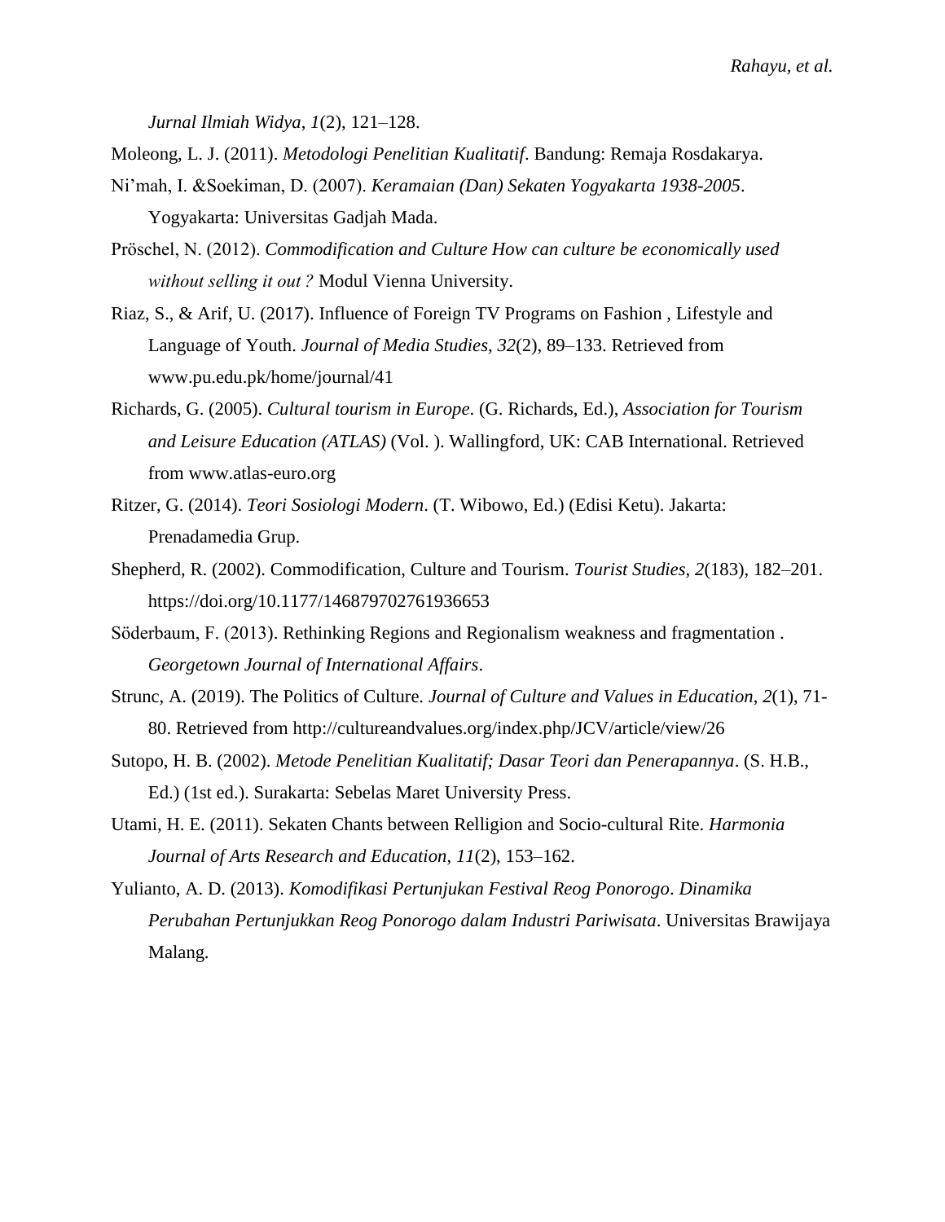*Jurnal Ilmiah Widya*, *1*(2), 121–128.

Moleong, L. J. (2011). *Metodologi Penelitian Kualitatif*. Bandung: Remaja Rosdakarya.

Ni'mah, I. &Soekiman, D. (2007). *Keramaian (Dan) Sekaten Yogyakarta 1938-2005*. Yogyakarta: Universitas Gadjah Mada.

Pröschel, N. (2012). *Commodification and Culture How can culture be economically used without selling it out ?* Modul Vienna University.

Riaz, S., & Arif, U. (2017). Influence of Foreign TV Programs on Fashion , Lifestyle and Language of Youth. *Journal of Media Studies*, *32*(2), 89–133. Retrieved from www.pu.edu.pk/home/journal/41

Richards, G. (2005). *Cultural tourism in Europe*. (G. Richards, Ed.), *Association for Tourism and Leisure Education (ATLAS)* (Vol. ). Wallingford, UK: CAB International. Retrieved from www.atlas-euro.org

Ritzer, G. (2014). *Teori Sosiologi Modern*. (T. Wibowo, Ed.) (Edisi Ketu). Jakarta: Prenadamedia Grup.

Shepherd, R. (2002). Commodification, Culture and Tourism. *Tourist Studies*, *2*(183), 182–201. https://doi.org/10.1177/146879702761936653

Söderbaum, F. (2013). Rethinking Regions and Regionalism weakness and fragmentation . *Georgetown Journal of International Affairs*.

Strunc, A. (2019). The Politics of Culture. *Journal of Culture and Values in Education*, *2*(1), 71-80. Retrieved from http://cultureandvalues.org/index.php/JCV/article/view/26

Sutopo, H. B. (2002). *Metode Penelitian Kualitatif; Dasar Teori dan Penerapannya*. (S. H.B., Ed.) (1st ed.). Surakarta: Sebelas Maret University Press.

Utami, H. E. (2011). Sekaten Chants between Relligion and Socio-cultural Rite. *Harmonia Journal of Arts Research and Education*, *11*(2), 153–162.

Yulianto, A. D. (2013). *Komodifikasi Pertunjukan Festival Reog Ponorogo*. *Dinamika Perubahan Pertunjukkan Reog Ponorogo dalam Industri Pariwisata*. Universitas Brawijaya Malang.